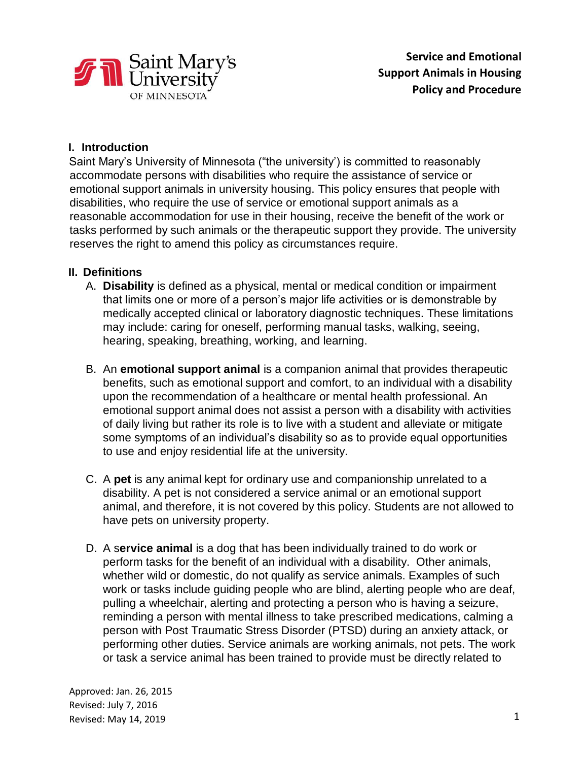**Service and Emotional Support Animals in Housing Policy and Procedure**

## I. Introduction

Saint Mary's University of Minnesota ("the university') is committed to reasonably accommodate persons with disabilities who require the assistance of service or emotional support animals in university housing. This policy ensures that people with disabilities, who require the use of service or emotional support animals as a reasonable accommodation for use in their housing, receive the benefit of the work or tasks performed by such animals or the therapeutic support they provide. The university reserves the right to amend this policy as circumstances require.

## II. Definitions

A. **Disability** is defined as a physical, mental or medical condition or impairment that limits one or more of a person's major life activities or is demonstrable by medically accepted clinical or laboratory diagnostic techniques. These limitations may include: caring for oneself, performing manual tasks, walking, seeing, hearing, speaking, breathing, working, and learning.

B. An **emotional support animal** is a companion animal that provides therapeutic benefits, such as emotional support and comfort, to an individual with a disability upon the recommendation of a healthcare or mental health professional. An emotional support animal does not assist a person with a disability with activities of daily living but rather its role is to live with a student and alleviate or mitigate some symptoms of an individual's disability so as to provide equal opportunities to use and enjoy residential life at the university.

C. A **pet** is any animal kept for ordinary use and companionship unrelated to a disability. A pet is not considered a service animal or an emotional support animal, and therefore, it is not covered by this policy. Students are not allowed to have pets on university property.

D. A s**ervice animal** is a dog that has been individually trained to do work or perform tasks for the benefit of an individual with a disability. Other animals, whether wild or domestic, do not qualify as service animals. Examples of such work or tasks include guiding people who are blind, alerting people who are deaf, pulling a wheelchair, alerting and protecting a person who is having a seizure, reminding a person with mental illness to take prescribed medications, calming a person with Post Traumatic Stress Disorder (PTSD) during an anxiety attack, or performing other duties. Service animals are working animals, not pets. The work or task a service animal has been trained to provide must be directly related to

Approved: Jan. 26, 2015
Revised: July 7, 2016
Revised: May 14, 2019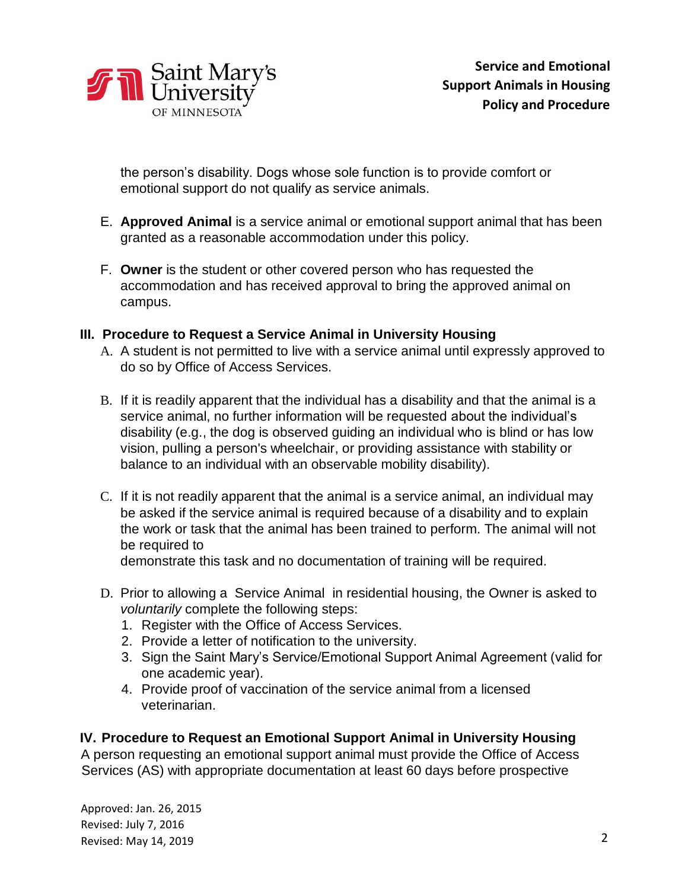the person's disability. Dogs whose sole function is to provide comfort or emotional support do not qualify as service animals.

E. **Approved Animal** is a service animal or emotional support animal that has been granted as a reasonable accommodation under this policy.

F. **Owner** is the student or other covered person who has requested the accommodation and has received approval to bring the approved animal on campus.

## III. Procedure to Request a Service Animal in University Housing

A. A student is not permitted to live with a service animal until expressly approved to do so by Office of Access Services.

B. If it is readily apparent that the individual has a disability and that the animal is a service animal, no further information will be requested about the individual's disability (e.g., the dog is observed guiding an individual who is blind or has low vision, pulling a person's wheelchair, or providing assistance with stability or balance to an individual with an observable mobility disability).

C. If it is not readily apparent that the animal is a service animal, an individual may be asked if the service animal is required because of a disability and to explain the work or task that the animal has been trained to perform. The animal will not be required to demonstrate this task and no documentation of training will be required.

D. Prior to allowing a Service Animal in residential housing, the Owner is asked to *voluntarily* complete the following steps:
   1. Register with the Office of Access Services.
   2. Provide a letter of notification to the university.
   3. Sign the Saint Mary's Service/Emotional Support Animal Agreement (valid for one academic year).
   4. Provide proof of vaccination of the service animal from a licensed veterinarian.

## IV. Procedure to Request an Emotional Support Animal in University Housing

A person requesting an emotional support animal must provide the Office of Access Services (AS) with appropriate documentation at least 60 days before prospective

Approved: Jan. 26, 2015
Revised: July 7, 2016
Revised: May 14, 2019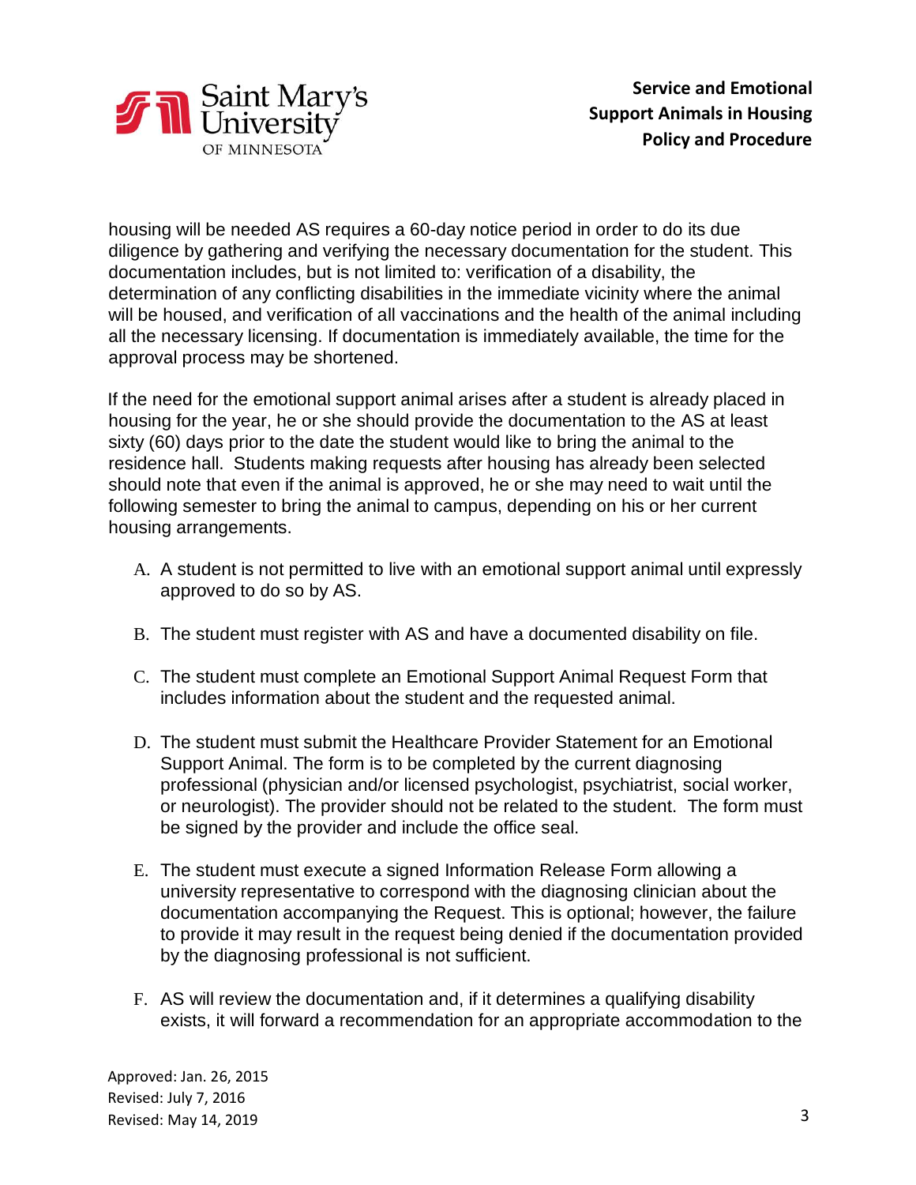housing will be needed AS requires a 60-day notice period in order to do its due diligence by gathering and verifying the necessary documentation for the student. This documentation includes, but is not limited to: verification of a disability, the determination of any conflicting disabilities in the immediate vicinity where the animal will be housed, and verification of all vaccinations and the health of the animal including all the necessary licensing. If documentation is immediately available, the time for the approval process may be shortened.

If the need for the emotional support animal arises after a student is already placed in housing for the year, he or she should provide the documentation to the AS at least sixty (60) days prior to the date the student would like to bring the animal to the residence hall. Students making requests after housing has already been selected should note that even if the animal is approved, he or she may need to wait until the following semester to bring the animal to campus, depending on his or her current housing arrangements.

A. A student is not permitted to live with an emotional support animal until expressly approved to do so by AS.

B. The student must register with AS and have a documented disability on file.

C. The student must complete an Emotional Support Animal Request Form that includes information about the student and the requested animal.

D. The student must submit the Healthcare Provider Statement for an Emotional Support Animal. The form is to be completed by the current diagnosing professional (physician and/or licensed psychologist, psychiatrist, social worker, or neurologist). The provider should not be related to the student. The form must be signed by the provider and include the office seal.

E. The student must execute a signed Information Release Form allowing a university representative to correspond with the diagnosing clinician about the documentation accompanying the Request. This is optional; however, the failure to provide it may result in the request being denied if the documentation provided by the diagnosing professional is not sufficient.

F. AS will review the documentation and, if it determines a qualifying disability exists, it will forward a recommendation for an appropriate accommodation to the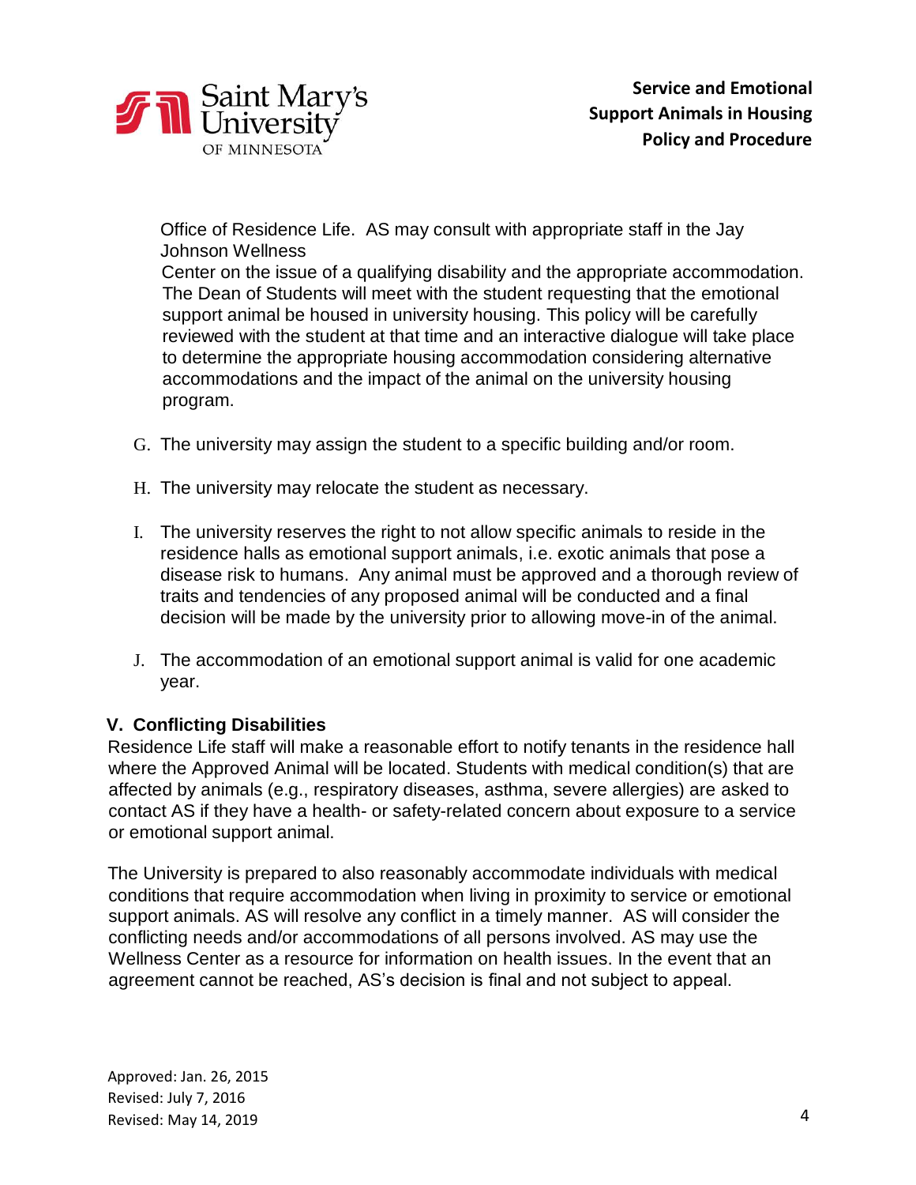Office of Residence Life. AS may consult with appropriate staff in the Jay Johnson Wellness Center on the issue of a qualifying disability and the appropriate accommodation. The Dean of Students will meet with the student requesting that the emotional support animal be housed in university housing. This policy will be carefully reviewed with the student at that time and an interactive dialogue will take place to determine the appropriate housing accommodation considering alternative accommodations and the impact of the animal on the university housing program.

G. The university may assign the student to a specific building and/or room.

H. The university may relocate the student as necessary.

I. The university reserves the right to not allow specific animals to reside in the residence halls as emotional support animals, i.e. exotic animals that pose a disease risk to humans. Any animal must be approved and a thorough review of traits and tendencies of any proposed animal will be conducted and a final decision will be made by the university prior to allowing move-in of the animal.

J. The accommodation of an emotional support animal is valid for one academic year.

## V. Conflicting Disabilities

Residence Life staff will make a reasonable effort to notify tenants in the residence hall where the Approved Animal will be located. Students with medical condition(s) that are affected by animals (e.g., respiratory diseases, asthma, severe allergies) are asked to contact AS if they have a health- or safety-related concern about exposure to a service or emotional support animal.

The University is prepared to also reasonably accommodate individuals with medical conditions that require accommodation when living in proximity to service or emotional support animals. AS will resolve any conflict in a timely manner. AS will consider the conflicting needs and/or accommodations of all persons involved. AS may use the Wellness Center as a resource for information on health issues. In the event that an agreement cannot be reached, AS's decision is final and not subject to appeal.

Approved: Jan. 26, 2015
Revised: July 7, 2016
Revised: May 14, 2019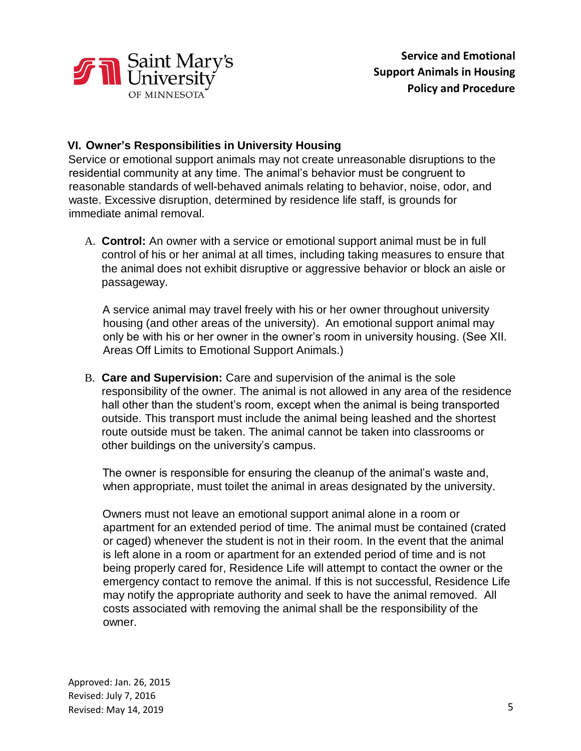## VI. Owner's Responsibilities in University Housing

Service or emotional support animals may not create unreasonable disruptions to the residential community at any time. The animal's behavior must be congruent to reasonable standards of well-behaved animals relating to behavior, noise, odor, and waste. Excessive disruption, determined by residence life staff, is grounds for immediate animal removal.

A. **Control:** An owner with a service or emotional support animal must be in full control of his or her animal at all times, including taking measures to ensure that the animal does not exhibit disruptive or aggressive behavior or block an aisle or passageway.

   A service animal may travel freely with his or her owner throughout university housing (and other areas of the university). An emotional support animal may only be with his or her owner in the owner's room in university housing. (See XII. Areas Off Limits to Emotional Support Animals.)

B. **Care and Supervision:** Care and supervision of the animal is the sole responsibility of the owner. The animal is not allowed in any area of the residence hall other than the student's room, except when the animal is being transported outside. This transport must include the animal being leashed and the shortest route outside must be taken. The animal cannot be taken into classrooms or other buildings on the university's campus.

   The owner is responsible for ensuring the cleanup of the animal's waste and, when appropriate, must toilet the animal in areas designated by the university.

   Owners must not leave an emotional support animal alone in a room or apartment for an extended period of time. The animal must be contained (crated or caged) whenever the student is not in their room. In the event that the animal is left alone in a room or apartment for an extended period of time and is not being properly cared for, Residence Life will attempt to contact the owner or the emergency contact to remove the animal. If this is not successful, Residence Life may notify the appropriate authority and seek to have the animal removed. All costs associated with removing the animal shall be the responsibility of the owner.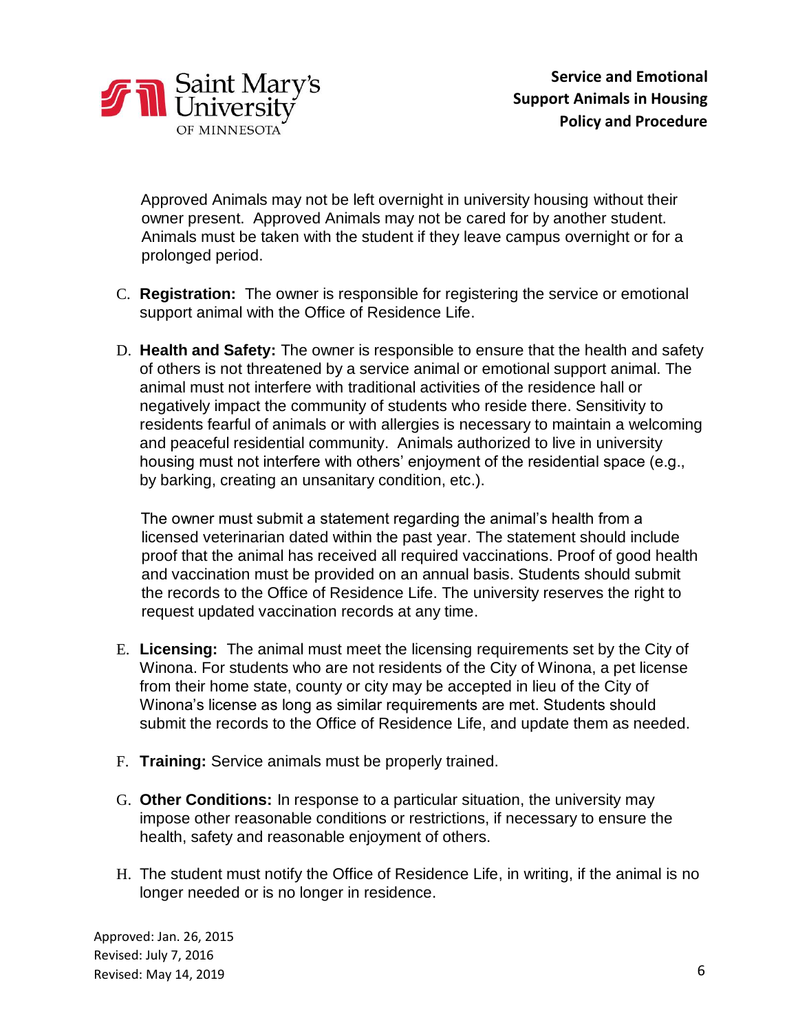Approved Animals may not be left overnight in university housing without their owner present. Approved Animals may not be cared for by another student. Animals must be taken with the student if they leave campus overnight or for a prolonged period.

C. **Registration:** The owner is responsible for registering the service or emotional support animal with the Office of Residence Life.

D. **Health and Safety:** The owner is responsible to ensure that the health and safety of others is not threatened by a service animal or emotional support animal. The animal must not interfere with traditional activities of the residence hall or negatively impact the community of students who reside there. Sensitivity to residents fearful of animals or with allergies is necessary to maintain a welcoming and peaceful residential community. Animals authorized to live in university housing must not interfere with others' enjoyment of the residential space (e.g., by barking, creating an unsanitary condition, etc.).

   The owner must submit a statement regarding the animal's health from a licensed veterinarian dated within the past year. The statement should include proof that the animal has received all required vaccinations. Proof of good health and vaccination must be provided on an annual basis. Students should submit the records to the Office of Residence Life. The university reserves the right to request updated vaccination records at any time.

E. **Licensing:** The animal must meet the licensing requirements set by the City of Winona. For students who are not residents of the City of Winona, a pet license from their home state, county or city may be accepted in lieu of the City of Winona's license as long as similar requirements are met. Students should submit the records to the Office of Residence Life, and update them as needed.

F. **Training:** Service animals must be properly trained.

G. **Other Conditions:** In response to a particular situation, the university may impose other reasonable conditions or restrictions, if necessary to ensure the health, safety and reasonable enjoyment of others.

H. The student must notify the Office of Residence Life, in writing, if the animal is no longer needed or is no longer in residence.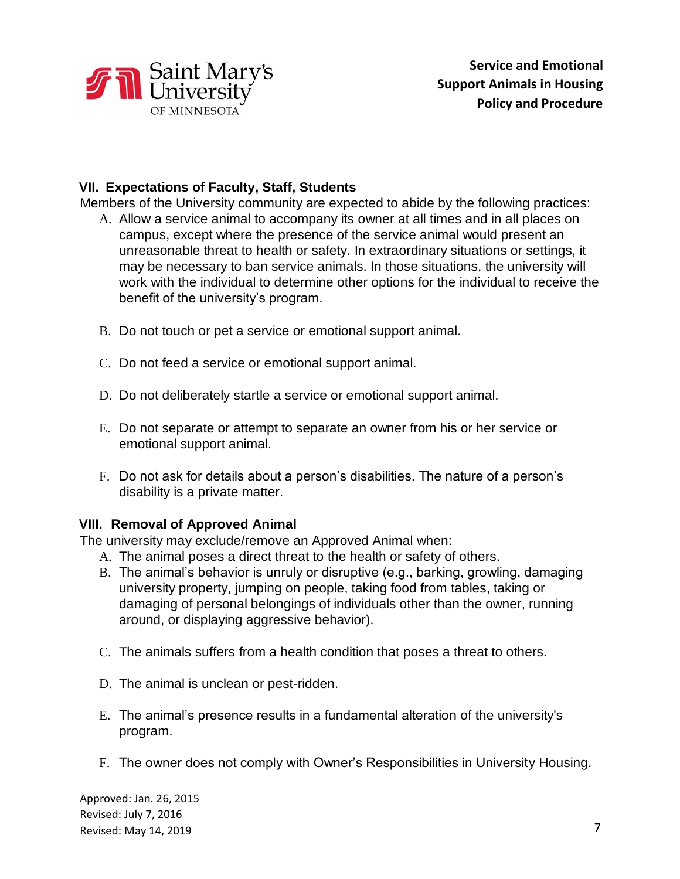## VII. Expectations of Faculty, Staff, Students

Members of the University community are expected to abide by the following practices:

A. Allow a service animal to accompany its owner at all times and in all places on campus, except where the presence of the service animal would present an unreasonable threat to health or safety. In extraordinary situations or settings, it may be necessary to ban service animals. In those situations, the university will work with the individual to determine other options for the individual to receive the benefit of the university's program.

B. Do not touch or pet a service or emotional support animal.

C. Do not feed a service or emotional support animal.

D. Do not deliberately startle a service or emotional support animal.

E. Do not separate or attempt to separate an owner from his or her service or emotional support animal.

F. Do not ask for details about a person's disabilities. The nature of a person's disability is a private matter.

## VIII. Removal of Approved Animal

The university may exclude/remove an Approved Animal when:

A. The animal poses a direct threat to the health or safety of others.
B. The animal's behavior is unruly or disruptive (e.g., barking, growling, damaging university property, jumping on people, taking food from tables, taking or damaging of personal belongings of individuals other than the owner, running around, or displaying aggressive behavior).

C. The animals suffers from a health condition that poses a threat to others.

D. The animal is unclean or pest-ridden.

E. The animal's presence results in a fundamental alteration of the university's program.

F. The owner does not comply with Owner's Responsibilities in University Housing.

Approved: Jan. 26, 2015
Revised: July 7, 2016
Revised: May 14, 2019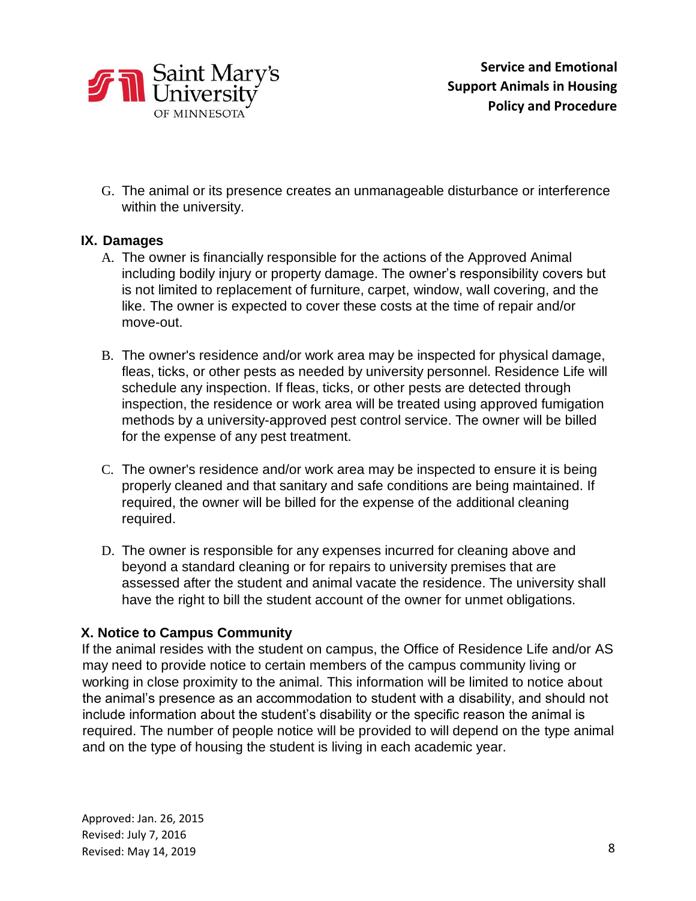G. The animal or its presence creates an unmanageable disturbance or interference within the university.

## IX. Damages

A. The owner is financially responsible for the actions of the Approved Animal including bodily injury or property damage. The owner's responsibility covers but is not limited to replacement of furniture, carpet, window, wall covering, and the like. The owner is expected to cover these costs at the time of repair and/or move-out.

B. The owner's residence and/or work area may be inspected for physical damage, fleas, ticks, or other pests as needed by university personnel. Residence Life will schedule any inspection. If fleas, ticks, or other pests are detected through inspection, the residence or work area will be treated using approved fumigation methods by a university-approved pest control service. The owner will be billed for the expense of any pest treatment.

C. The owner's residence and/or work area may be inspected to ensure it is being properly cleaned and that sanitary and safe conditions are being maintained. If required, the owner will be billed for the expense of the additional cleaning required.

D. The owner is responsible for any expenses incurred for cleaning above and beyond a standard cleaning or for repairs to university premises that are assessed after the student and animal vacate the residence. The university shall have the right to bill the student account of the owner for unmet obligations.

## X. Notice to Campus Community

If the animal resides with the student on campus, the Office of Residence Life and/or AS may need to provide notice to certain members of the campus community living or working in close proximity to the animal. This information will be limited to notice about the animal's presence as an accommodation to student with a disability, and should not include information about the student's disability or the specific reason the animal is required. The number of people notice will be provided to will depend on the type animal and on the type of housing the student is living in each academic year.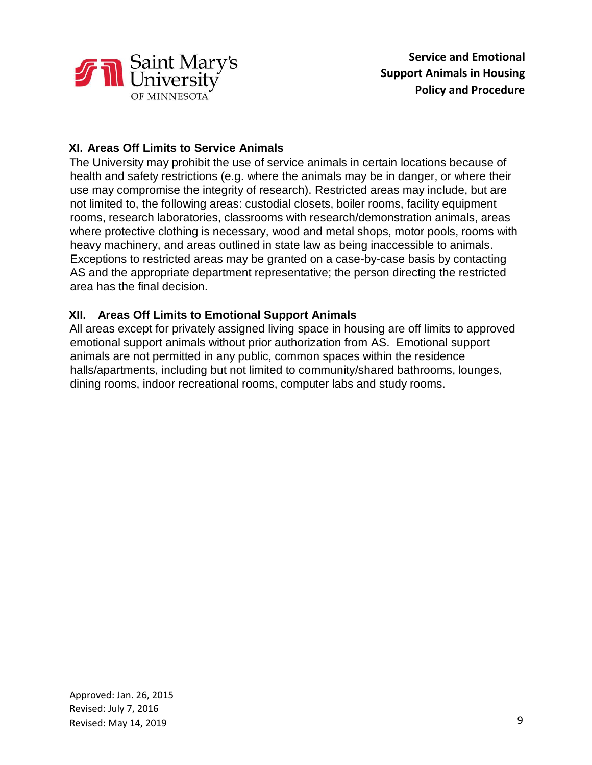## XI. Areas Off Limits to Service Animals

The University may prohibit the use of service animals in certain locations because of health and safety restrictions (e.g. where the animals may be in danger, or where their use may compromise the integrity of research). Restricted areas may include, but are not limited to, the following areas: custodial closets, boiler rooms, facility equipment rooms, research laboratories, classrooms with research/demonstration animals, areas where protective clothing is necessary, wood and metal shops, motor pools, rooms with heavy machinery, and areas outlined in state law as being inaccessible to animals. Exceptions to restricted areas may be granted on a case-by-case basis by contacting AS and the appropriate department representative; the person directing the restricted area has the final decision.

## XII. Areas Off Limits to Emotional Support Animals

All areas except for privately assigned living space in housing are off limits to approved emotional support animals without prior authorization from AS. Emotional support animals are not permitted in any public, common spaces within the residence halls/apartments, including but not limited to community/shared bathrooms, lounges, dining rooms, indoor recreational rooms, computer labs and study rooms.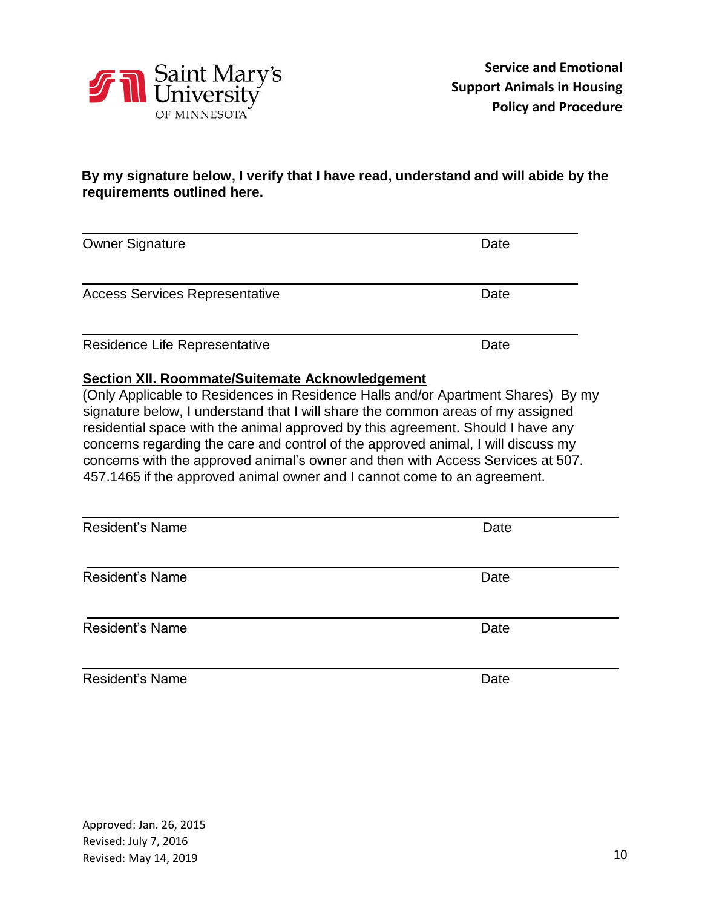**By my signature below, I verify that I have read, understand and will abide by the requirements outlined here.**

\_\_\_\_\_\_\_\_\_\_\_\_\_\_\_\_\_\_\_\_\_\_\_\_\_\_\_\_\_\_\_\_\_\_\_\_\_\_\_\_\_\_\_\_\_\_\_\_\_\_\_\_\_\_

Owner Signature Date

\_\_\_\_\_\_\_\_\_\_\_\_\_\_\_\_\_\_\_\_\_\_\_\_\_\_\_\_\_\_\_\_\_\_\_\_\_\_\_\_\_\_\_\_\_\_\_\_\_\_\_\_\_\_

Access Services Representative Date

\_\_\_\_\_\_\_\_\_\_\_\_\_\_\_\_\_\_\_\_\_\_\_\_\_\_\_\_\_\_\_\_\_\_\_\_\_\_\_\_\_\_\_\_\_\_\_\_\_\_\_\_\_\_

Residence Life Representative Date

**Section XII. Roommate/Suitemate Acknowledgement**

(Only Applicable to Residences in Residence Halls and/or Apartment Shares) By my signature below, I understand that I will share the common areas of my assigned residential space with the animal approved by this agreement. Should I have any concerns regarding the care and control of the approved animal, I will discuss my concerns with the approved animal's owner and then with Access Services at 507. 457.1465 if the approved animal owner and I cannot come to an agreement.

\_\_\_\_\_\_\_\_\_\_\_\_\_\_\_\_\_\_\_\_\_\_\_\_\_\_\_\_\_\_\_\_\_\_\_\_\_\_\_\_\_\_\_\_\_\_\_\_\_\_\_\_\_\_

Resident's Name Date

\_\_\_\_\_\_\_\_\_\_\_\_\_\_\_\_\_\_\_\_\_\_\_\_\_\_\_\_\_\_\_\_\_\_\_\_\_\_\_\_\_\_\_\_\_\_\_\_\_\_\_\_\_\_

Resident's Name Date

\_\_\_\_\_\_\_\_\_\_\_\_\_\_\_\_\_\_\_\_\_\_\_\_\_\_\_\_\_\_\_\_\_\_\_\_\_\_\_\_\_\_\_\_\_\_\_\_\_\_\_\_\_\_

Resident's Name Date

\_\_\_\_\_\_\_\_\_\_\_\_\_\_\_\_\_\_\_\_\_\_\_\_\_\_\_\_\_\_\_\_\_\_\_\_\_\_\_\_\_\_\_\_\_\_\_\_\_\_\_\_\_\_

Resident's Name Date

Approved: Jan. 26, 2015
Revised: July 7, 2016
Revised: May 14, 2019